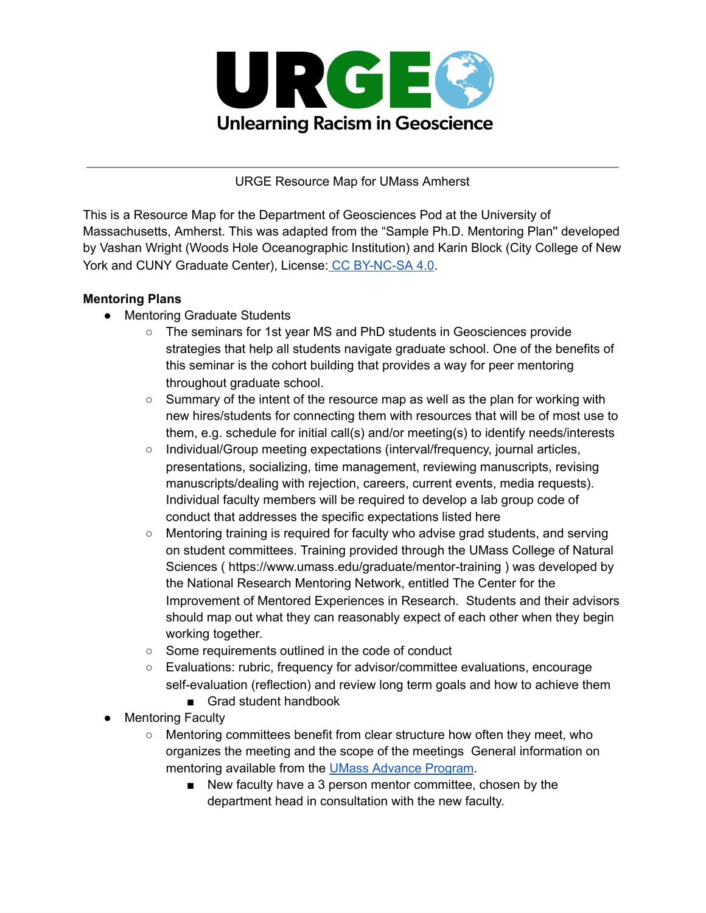# URGE
## Unlearning Racism in Geoscience

---

URGE Resource Map for UMass Amherst

This is a Resource Map for the Department of Geosciences Pod at the University of Massachusetts, Amherst. This was adapted from the “Sample Ph.D. Mentoring Plan" developed by Vashan Wright (Woods Hole Oceanographic Institution) and Karin Block (City College of New York and CUNY Graduate Center), License: CC BY-NC-SA 4.0.

**Mentoring Plans**

- Mentoring Graduate Students
  - The seminars for 1st year MS and PhD students in Geosciences provide strategies that help all students navigate graduate school. One of the benefits of this seminar is the cohort building that provides a way for peer mentoring throughout graduate school.
  - Summary of the intent of the resource map as well as the plan for working with new hires/students for connecting them with resources that will be of most use to them, e.g. schedule for initial call(s) and/or meeting(s) to identify needs/interests
  - Individual/Group meeting expectations (interval/frequency, journal articles, presentations, socializing, time management, reviewing manuscripts, revising manuscripts/dealing with rejection, careers, current events, media requests). Individual faculty members will be required to develop a lab group code of conduct that addresses the specific expectations listed here
  - Mentoring training is required for faculty who advise grad students, and serving on student committees. Training provided through the UMass College of Natural Sciences ( https://www.umass.edu/graduate/mentor-training ) was developed by the National Research Mentoring Network, entitled The Center for the Improvement of Mentored Experiences in Research. Students and their advisors should map out what they can reasonably expect of each other when they begin working together.
  - Some requirements outlined in the code of conduct
  - Evaluations: rubric, frequency for advisor/committee evaluations, encourage self-evaluation (reflection) and review long term goals and how to achieve them
    - Grad student handbook
- Mentoring Faculty
  - Mentoring committees benefit from clear structure how often they meet, who organizes the meeting and the scope of the meetings General information on mentoring available from the UMass Advance Program.
    - New faculty have a 3 person mentor committee, chosen by the department head in consultation with the new faculty.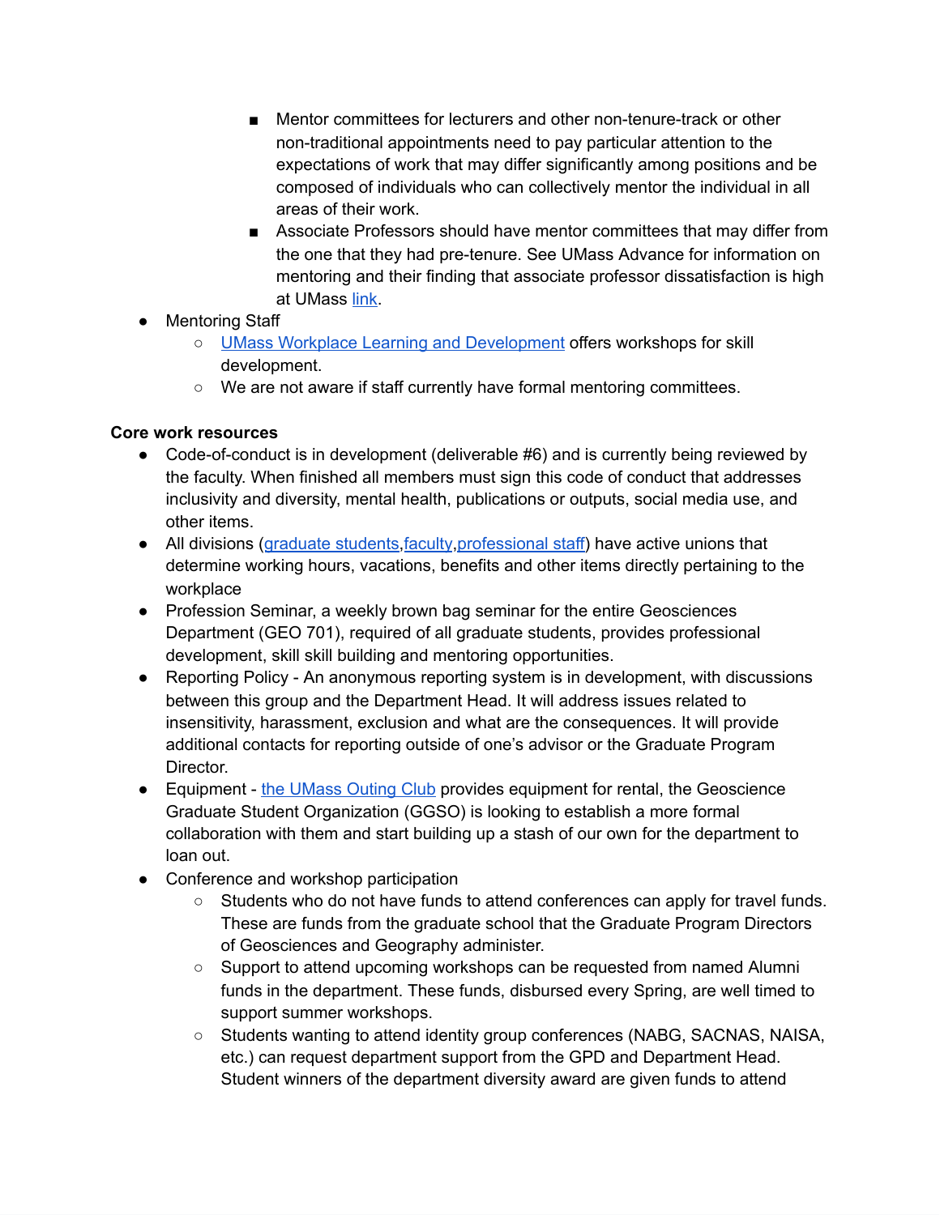- Mentor committees for lecturers and other non-tenure-track or other non-traditional appointments need to pay particular attention to the expectations of work that may differ significantly among positions and be composed of individuals who can collectively mentor the individual in all areas of their work.
        - Associate Professors should have mentor committees that may differ from the one that they had pre-tenure. See UMass Advance for information on mentoring and their finding that associate professor dissatisfaction is high at UMass link.
- Mentoring Staff
    - UMass Workplace Learning and Development offers workshops for skill development.
    - We are not aware if staff currently have formal mentoring committees.

**Core work resources**

- Code-of-conduct is in development (deliverable #6) and is currently being reviewed by the faculty. When finished all members must sign this code of conduct that addresses inclusivity and diversity, mental health, publications or outputs, social media use, and other items.
- All divisions (graduate students,faculty,professional staff) have active unions that determine working hours, vacations, benefits and other items directly pertaining to the workplace
- Profession Seminar, a weekly brown bag seminar for the entire Geosciences Department (GEO 701), required of all graduate students, provides professional development, skill skill building and mentoring opportunities.
- Reporting Policy - An anonymous reporting system is in development, with discussions between this group and the Department Head. It will address issues related to insensitivity, harassment, exclusion and what are the consequences. It will provide additional contacts for reporting outside of one's advisor or the Graduate Program Director.
- Equipment - the UMass Outing Club provides equipment for rental, the Geoscience Graduate Student Organization (GGSO) is looking to establish a more formal collaboration with them and start building up a stash of our own for the department to loan out.
- Conference and workshop participation
    - Students who do not have funds to attend conferences can apply for travel funds. These are funds from the graduate school that the Graduate Program Directors of Geosciences and Geography administer.
    - Support to attend upcoming workshops can be requested from named Alumni funds in the department. These funds, disbursed every Spring, are well timed to support summer workshops.
    - Students wanting to attend identity group conferences (NABG, SACNAS, NAISA, etc.) can request department support from the GPD and Department Head. Student winners of the department diversity award are given funds to attend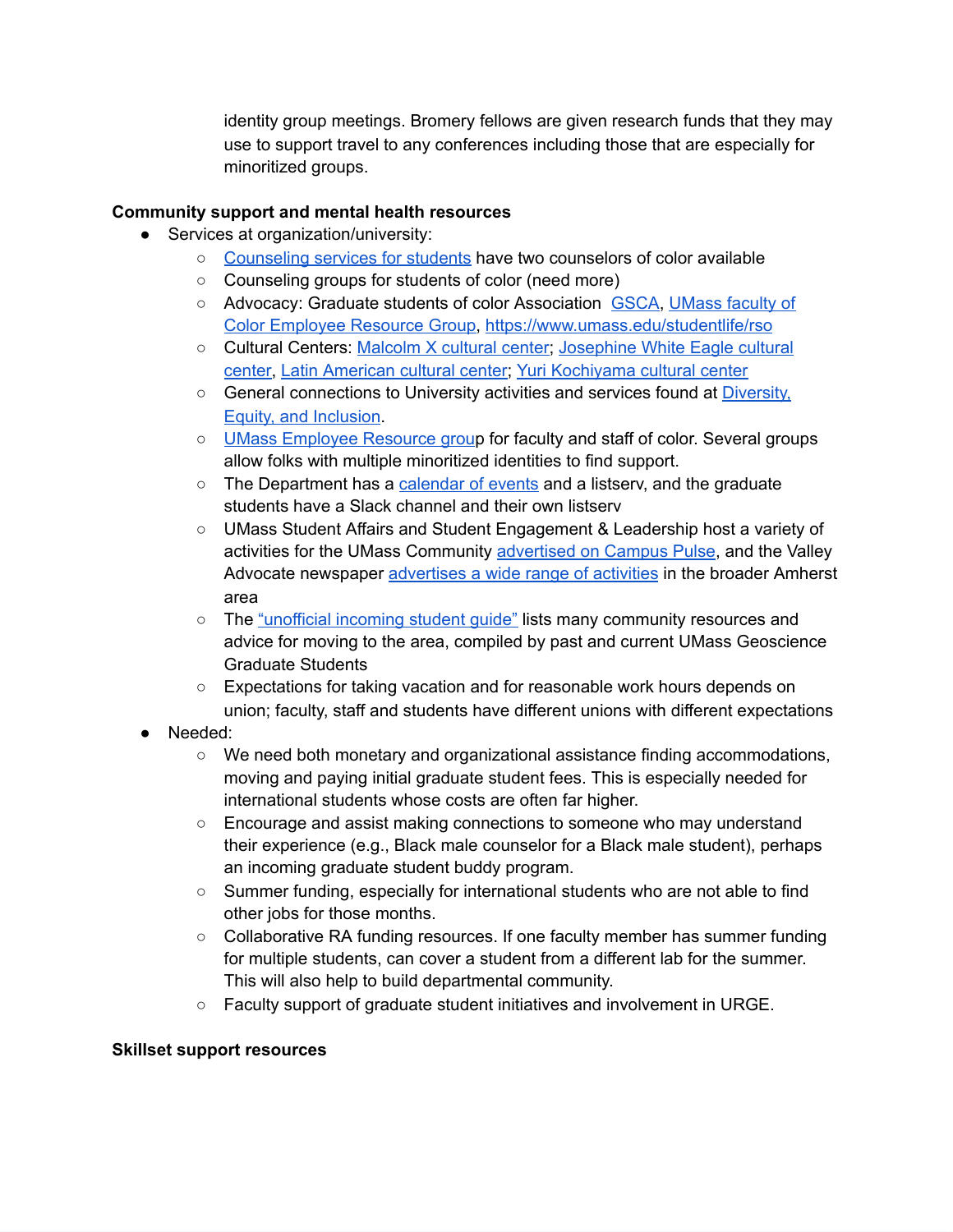identity group meetings. Bromery fellows are given research funds that they may use to support travel to any conferences including those that are especially for minoritized groups.

**Community support and mental health resources**

- Services at organization/university:
  - Counseling services for students have two counselors of color available
  - Counseling groups for students of color (need more)
  - Advocacy: Graduate students of color Association GSCA, UMass faculty of Color Employee Resource Group, https://www.umass.edu/studentlife/rso
  - Cultural Centers: Malcolm X cultural center; Josephine White Eagle cultural center, Latin American cultural center; Yuri Kochiyama cultural center
  - General connections to University activities and services found at Diversity, Equity, and Inclusion.
  - UMass Employee Resource group for faculty and staff of color. Several groups allow folks with multiple minoritized identities to find support.
  - The Department has a calendar of events and a listserv, and the graduate students have a Slack channel and their own listserv
  - UMass Student Affairs and Student Engagement & Leadership host a variety of activities for the UMass Community advertised on Campus Pulse, and the Valley Advocate newspaper advertises a wide range of activities in the broader Amherst area
  - The "unofficial incoming student guide" lists many community resources and advice for moving to the area, compiled by past and current UMass Geoscience Graduate Students
  - Expectations for taking vacation and for reasonable work hours depends on union; faculty, staff and students have different unions with different expectations
- Needed:
  - We need both monetary and organizational assistance finding accommodations, moving and paying initial graduate student fees. This is especially needed for international students whose costs are often far higher.
  - Encourage and assist making connections to someone who may understand their experience (e.g., Black male counselor for a Black male student), perhaps an incoming graduate student buddy program.
  - Summer funding, especially for international students who are not able to find other jobs for those months.
  - Collaborative RA funding resources. If one faculty member has summer funding for multiple students, can cover a student from a different lab for the summer. This will also help to build departmental community.
  - Faculty support of graduate student initiatives and involvement in URGE.

**Skillset support resources**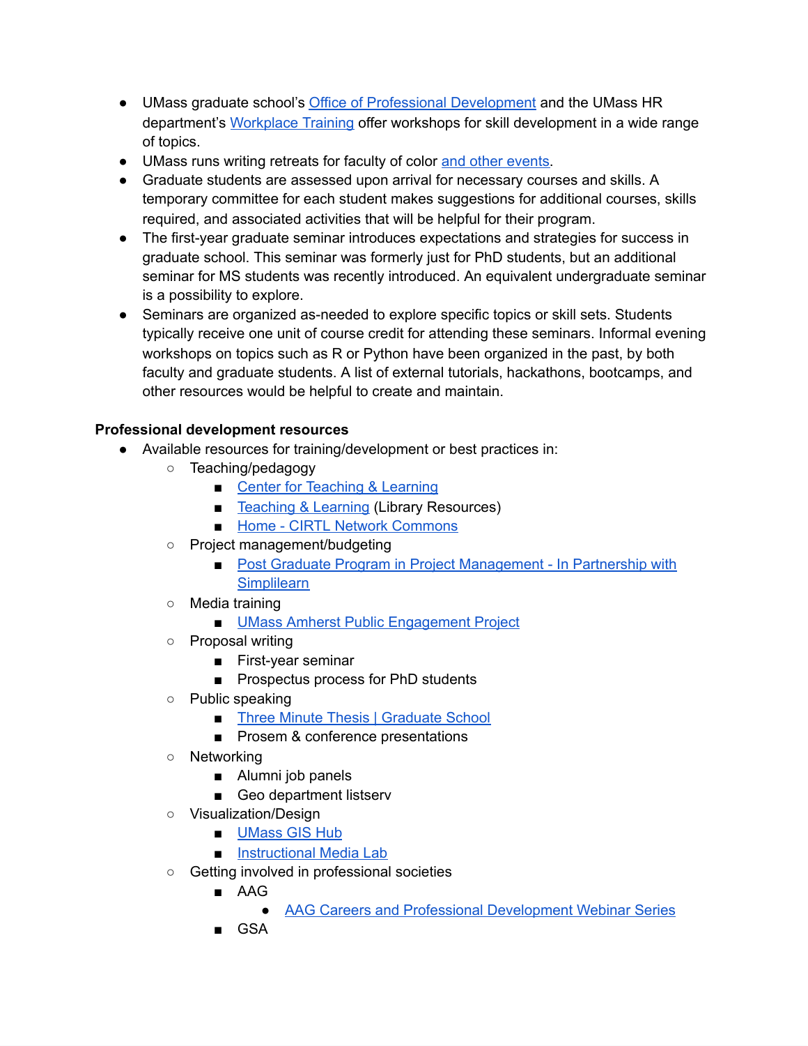- UMass graduate school's Office of Professional Development and the UMass HR department's Workplace Training offer workshops for skill development in a wide range of topics.
- UMass runs writing retreats for faculty of color and other events.
- Graduate students are assessed upon arrival for necessary courses and skills. A temporary committee for each student makes suggestions for additional courses, skills required, and associated activities that will be helpful for their program.
- The first-year graduate seminar introduces expectations and strategies for success in graduate school. This seminar was formerly just for PhD students, but an additional seminar for MS students was recently introduced. An equivalent undergraduate seminar is a possibility to explore.
- Seminars are organized as-needed to explore specific topics or skill sets. Students typically receive one unit of course credit for attending these seminars. Informal evening workshops on topics such as R or Python have been organized in the past, by both faculty and graduate students. A list of external tutorials, hackathons, bootcamps, and other resources would be helpful to create and maintain.

**Professional development resources**

- Available resources for training/development or best practices in:
  - Teaching/pedagogy
    - Center for Teaching & Learning
    - Teaching & Learning (Library Resources)
    - Home - CIRTL Network Commons
  - Project management/budgeting
    - Post Graduate Program in Project Management - In Partnership with Simplilearn
  - Media training
    - UMass Amherst Public Engagement Project
  - Proposal writing
    - First-year seminar
    - Prospectus process for PhD students
  - Public speaking
    - Three Minute Thesis | Graduate School
    - Prosem & conference presentations
  - Networking
    - Alumni job panels
    - Geo department listserv
  - Visualization/Design
    - UMass GIS Hub
    - Instructional Media Lab
  - Getting involved in professional societies
    - AAG
      - AAG Careers and Professional Development Webinar Series
    - GSA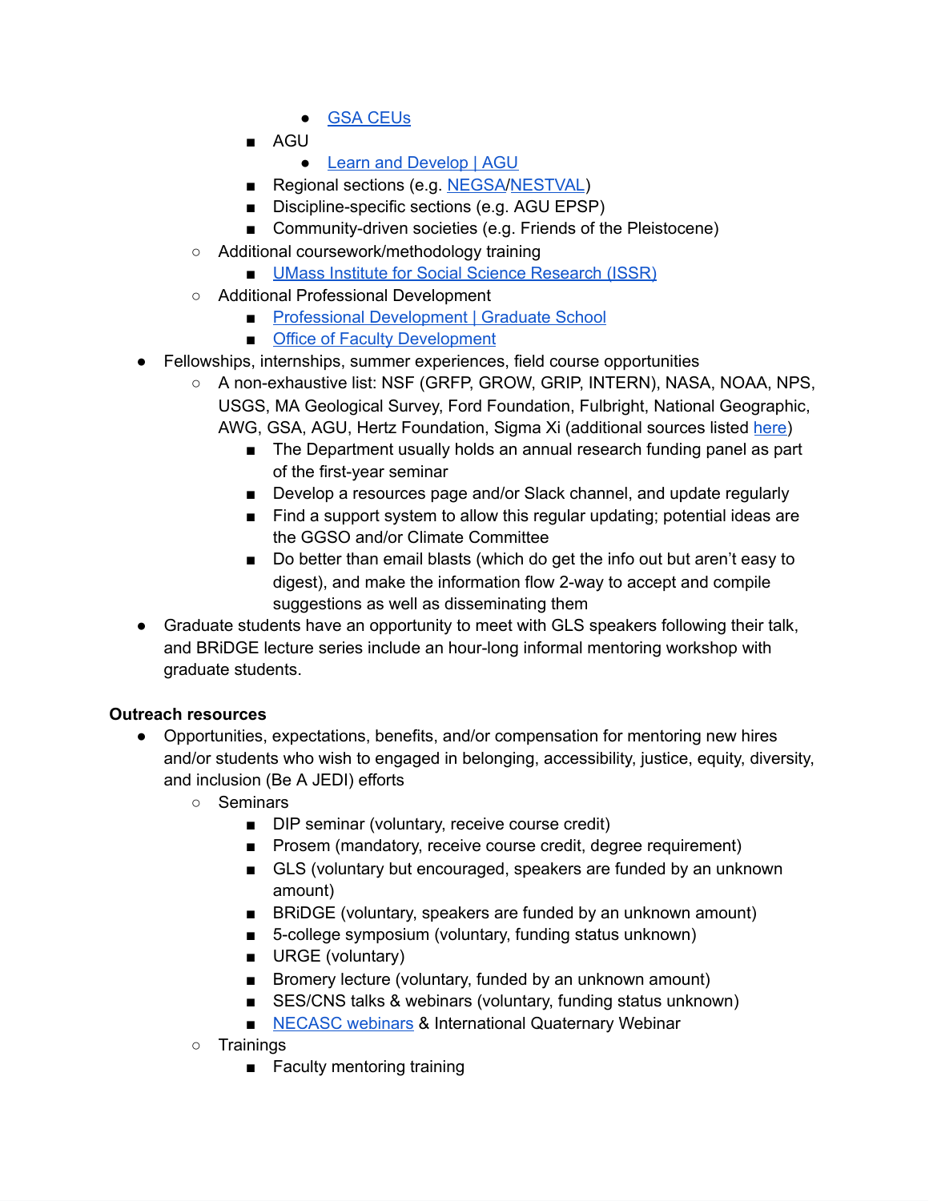- [GSA CEUs]
            - AGU
                - [Learn and Develop | AGU]
            - Regional sections (e.g. [NEGSA]/[NESTVAL])
            - Discipline-specific sections (e.g. AGU EPSP)
            - Community-driven societies (e.g. Friends of the Pleistocene)
    - Additional coursework/methodology training
        - [UMass Institute for Social Science Research (ISSR)]
    - Additional Professional Development
        - [Professional Development | Graduate School]
        - [Office of Faculty Development]
- Fellowships, internships, summer experiences, field course opportunities
    - A non-exhaustive list: NSF (GRFP, GROW, GRIP, INTERN), NASA, NOAA, NPS, USGS, MA Geological Survey, Ford Foundation, Fulbright, National Geographic, AWG, GSA, AGU, Hertz Foundation, Sigma Xi (additional sources listed [here])
        - The Department usually holds an annual research funding panel as part of the first-year seminar
        - Develop a resources page and/or Slack channel, and update regularly
        - Find a support system to allow this regular updating; potential ideas are the GGSO and/or Climate Committee
        - Do better than email blasts (which do get the info out but aren't easy to digest), and make the information flow 2-way to accept and compile suggestions as well as disseminating them
- Graduate students have an opportunity to meet with GLS speakers following their talk, and BRiDGE lecture series include an hour-long informal mentoring workshop with graduate students.

**Outreach resources**

- Opportunities, expectations, benefits, and/or compensation for mentoring new hires and/or students who wish to engaged in belonging, accessibility, justice, equity, diversity, and inclusion (Be A JEDI) efforts
    - Seminars
        - DIP seminar (voluntary, receive course credit)
        - Prosem (mandatory, receive course credit, degree requirement)
        - GLS (voluntary but encouraged, speakers are funded by an unknown amount)
        - BRiDGE (voluntary, speakers are funded by an unknown amount)
        - 5-college symposium (voluntary, funding status unknown)
        - URGE (voluntary)
        - Bromery lecture (voluntary, funded by an unknown amount)
        - SES/CNS talks & webinars (voluntary, funding status unknown)
        - [NECASC webinars] & International Quaternary Webinar
    - Trainings
        - Faculty mentoring training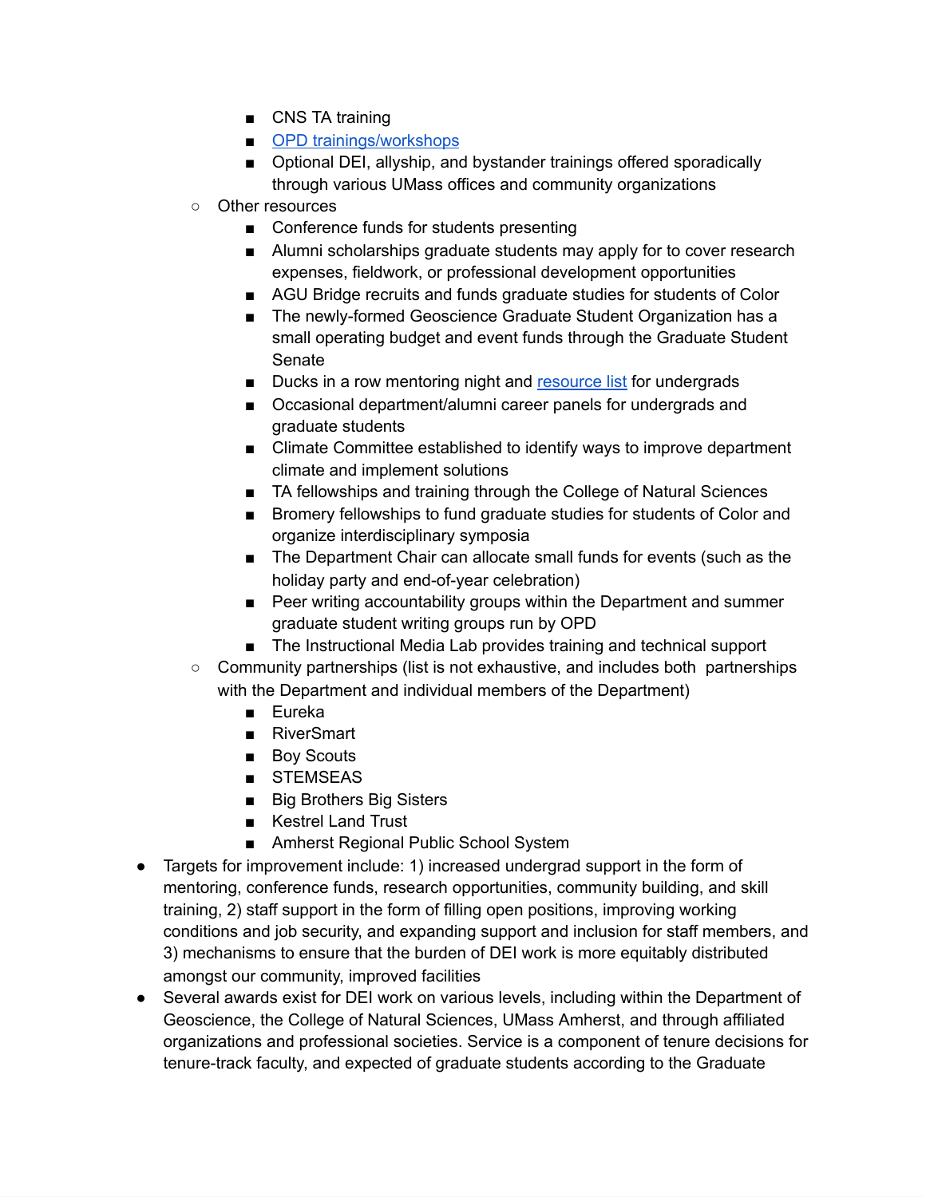- CNS TA training
        - OPD trainings/workshops
        - Optional DEI, allyship, and bystander trainings offered sporadically through various UMass offices and community organizations
    - Other resources
        - Conference funds for students presenting
        - Alumni scholarships graduate students may apply for to cover research expenses, fieldwork, or professional development opportunities
        - AGU Bridge recruits and funds graduate studies for students of Color
        - The newly-formed Geoscience Graduate Student Organization has a small operating budget and event funds through the Graduate Student Senate
        - Ducks in a row mentoring night and resource list for undergrads
        - Occasional department/alumni career panels for undergrads and graduate students
        - Climate Committee established to identify ways to improve department climate and implement solutions
        - TA fellowships and training through the College of Natural Sciences
        - Bromery fellowships to fund graduate studies for students of Color and organize interdisciplinary symposia
        - The Department Chair can allocate small funds for events (such as the holiday party and end-of-year celebration)
        - Peer writing accountability groups within the Department and summer graduate student writing groups run by OPD
        - The Instructional Media Lab provides training and technical support
    - Community partnerships (list is not exhaustive, and includes both partnerships with the Department and individual members of the Department)
        - Eureka
        - RiverSmart
        - Boy Scouts
        - STEMSEAS
        - Big Brothers Big Sisters
        - Kestrel Land Trust
        - Amherst Regional Public School System
- Targets for improvement include: 1) increased undergrad support in the form of mentoring, conference funds, research opportunities, community building, and skill training, 2) staff support in the form of filling open positions, improving working conditions and job security, and expanding support and inclusion for staff members, and 3) mechanisms to ensure that the burden of DEI work is more equitably distributed amongst our community, improved facilities
- Several awards exist for DEI work on various levels, including within the Department of Geoscience, the College of Natural Sciences, UMass Amherst, and through affiliated organizations and professional societies. Service is a component of tenure decisions for tenure-track faculty, and expected of graduate students according to the Graduate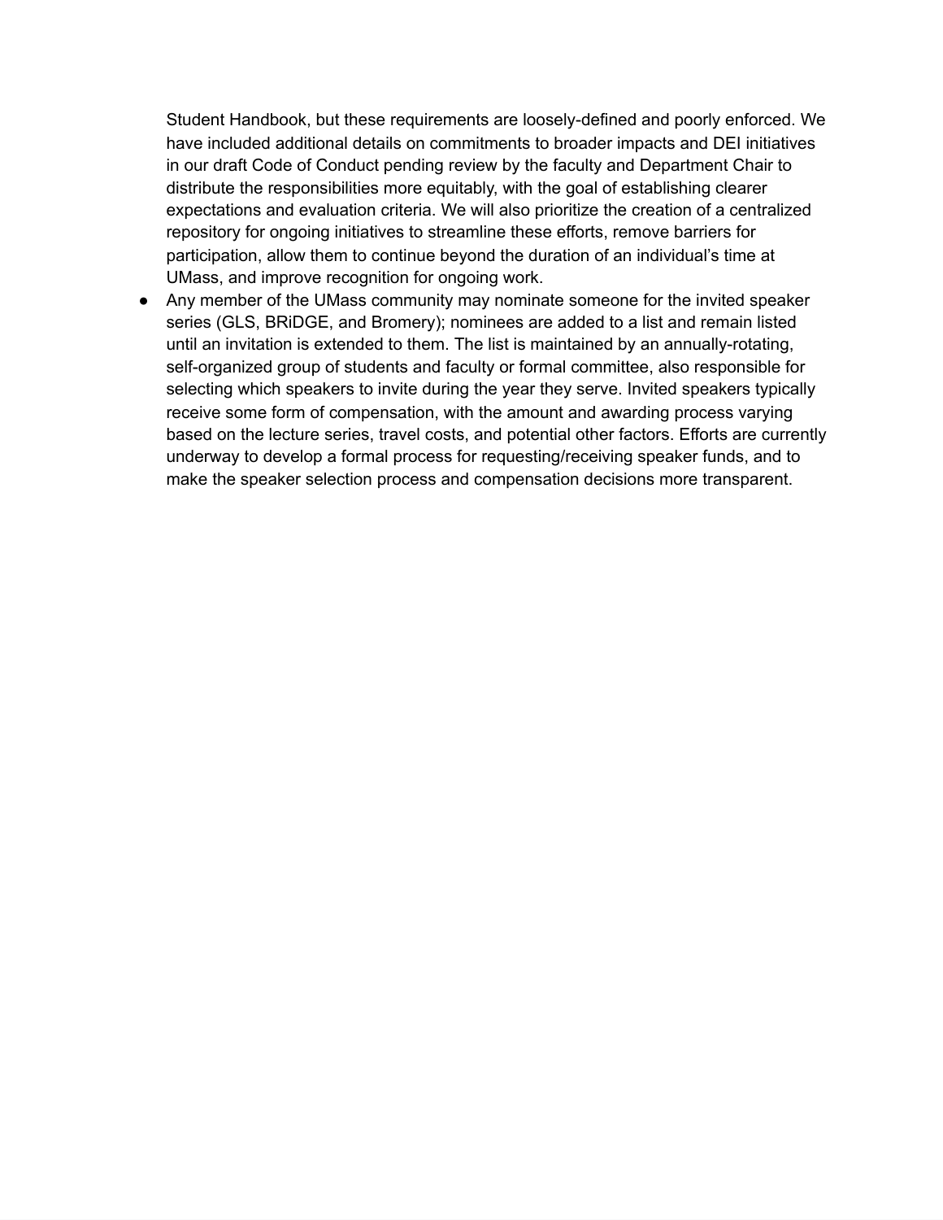Student Handbook, but these requirements are loosely-defined and poorly enforced. We have included additional details on commitments to broader impacts and DEI initiatives in our draft Code of Conduct pending review by the faculty and Department Chair to distribute the responsibilities more equitably, with the goal of establishing clearer expectations and evaluation criteria. We will also prioritize the creation of a centralized repository for ongoing initiatives to streamline these efforts, remove barriers for participation, allow them to continue beyond the duration of an individual's time at UMass, and improve recognition for ongoing work.

- Any member of the UMass community may nominate someone for the invited speaker series (GLS, BRiDGE, and Bromery); nominees are added to a list and remain listed until an invitation is extended to them. The list is maintained by an annually-rotating, self-organized group of students and faculty or formal committee, also responsible for selecting which speakers to invite during the year they serve. Invited speakers typically receive some form of compensation, with the amount and awarding process varying based on the lecture series, travel costs, and potential other factors. Efforts are currently underway to develop a formal process for requesting/receiving speaker funds, and to make the speaker selection process and compensation decisions more transparent.